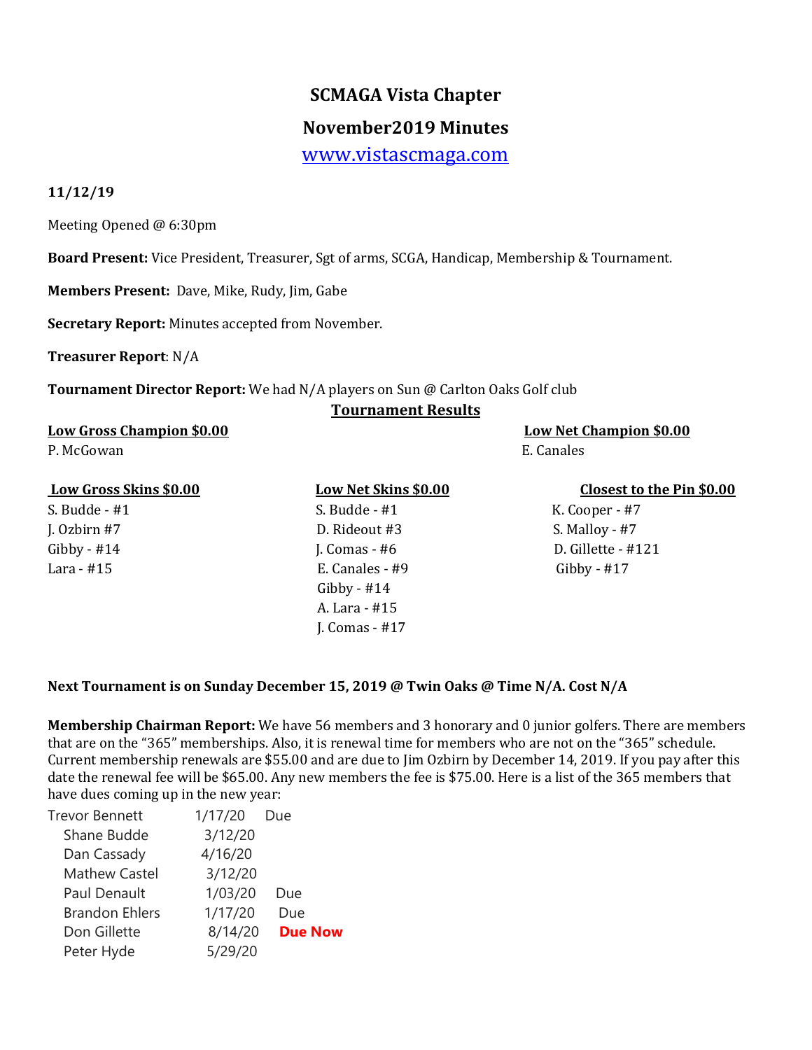# SCMAGA Vista Chapter

## November2019 Minutes

[www.vistascmaga.com](http://www.vistascmaga.com)

**11/12/19**

Meeting Opened @ 6:30pm

**Board Present:** Vice President, Treasurer, Sgt of arms, SCGA, Handicap, Membership & Tournament.

**Members Present:** Dave, Mike, Rudy, Jim, Gabe

**Secretary Report:** Minutes accepted from November.

**Treasurer Report**: N/A

**Tournament Director Report:** We had N/A players on Sun @ Carlton Oaks Golf club

**Tournament Results**

**Low Gross Champion $0.00**

P. McGowan

**Low Net Champion $0.00**

E. Canales

**Low Gross Skins $0.00**

S. Budde - #1
J. Ozbirn #7
Gibby - #14
Lara - #15

**Low Net Skins $0.00**

S. Budde - #1
D. Rideout #3
J. Comas - #6
E. Canales - #9
Gibby - #14
A. Lara - #15
J. Comas - #17

**Closest to the Pin $0.00**

K. Cooper - #7
S. Malloy - #7
D. Gillette - #121
Gibby - #17

**Next Tournament is on Sunday December 15, 2019 @ Twin Oaks @ Time N/A. Cost N/A**

**Membership Chairman Report:** We have 56 members and 3 honorary and 0 junior golfers. There are members that are on the "365" memberships. Also, it is renewal time for members who are not on the "365" schedule. Current membership renewals are $55.00 and are due to Jim Ozbirn by December 14, 2019. If you pay after this date the renewal fee will be $65.00. Any new members the fee is $75.00. Here is a list of the 365 members that have dues coming up in the new year:

| Name | Date | Status |
|---|---|---|
| Trevor Bennett | 1/17/20 | Due |
| Shane Budde | 3/12/20 | |
| Dan Cassady | 4/16/20 | |
| Mathew Castel | 3/12/20 | |
| Paul Denault | 1/03/20 | Due |
| Brandon Ehlers | 1/17/20 | Due |
| Don Gillette | 8/14/20 | **Due Now** |
| Peter Hyde | 5/29/20 | |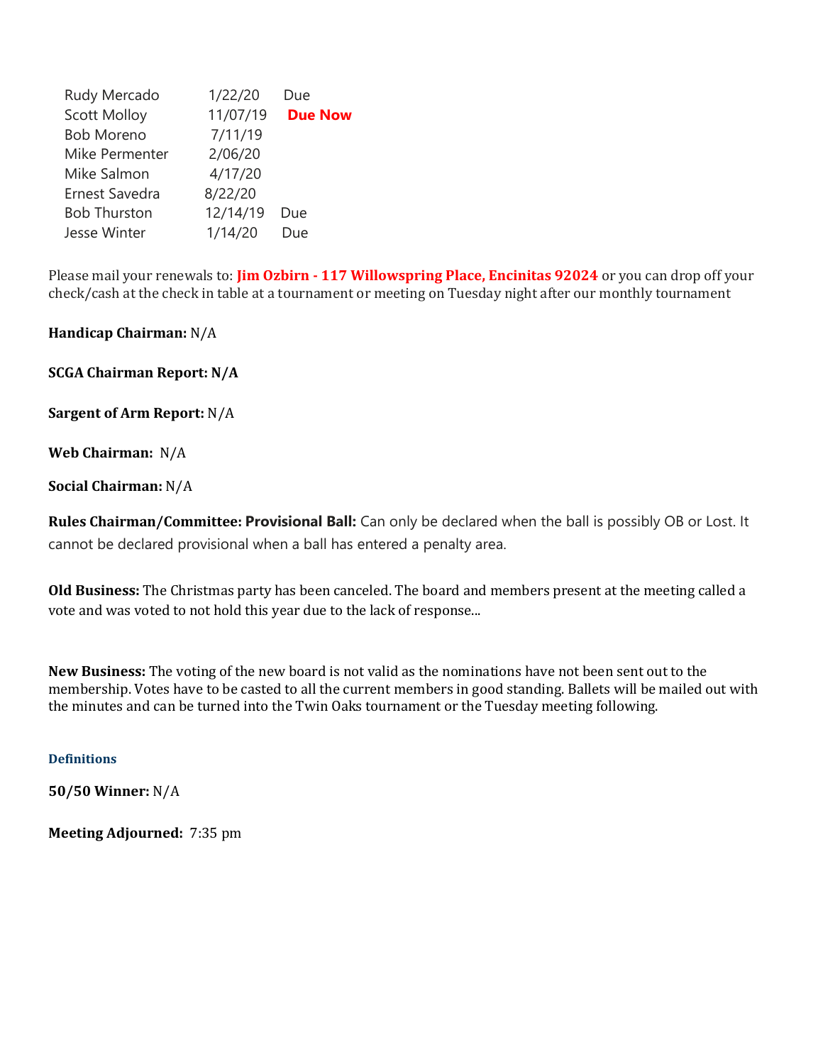| | | |
|---|---|---|
| Rudy Mercado | 1/22/20 | Due |
| Scott Molloy | 11/07/19 | **Due Now** |
| Bob Moreno | 7/11/19 | |
| Mike Permenter | 2/06/20 | |
| Mike Salmon | 4/17/20 | |
| Ernest Savedra | 8/22/20 | |
| Bob Thurston | 12/14/19 | Due |
| Jesse Winter | 1/14/20 | Due |

Please mail your renewals to: **Jim Ozbirn - 117 Willowspring Place, Encinitas 92024** or you can drop off your check/cash at the check in table at a tournament or meeting on Tuesday night after our monthly tournament

**Handicap Chairman:** N/A

**SCGA Chairman Report: N/A**

**Sargent of Arm Report:** N/A

**Web Chairman:** N/A

**Social Chairman:** N/A

**Rules Chairman/Committee: Provisional Ball:** Can only be declared when the ball is possibly OB or Lost. It cannot be declared provisional when a ball has entered a penalty area.

**Old Business:** The Christmas party has been canceled. The board and members present at the meeting called a vote and was voted to not hold this year due to the lack of response...

**New Business:** The voting of the new board is not valid as the nominations have not been sent out to the membership. Votes have to be casted to all the current members in good standing. Ballets will be mailed out with the minutes and can be turned into the Twin Oaks tournament or the Tuesday meeting following.

**Definitions**

**50/50 Winner:** N/A

**Meeting Adjourned:** 7:35 pm